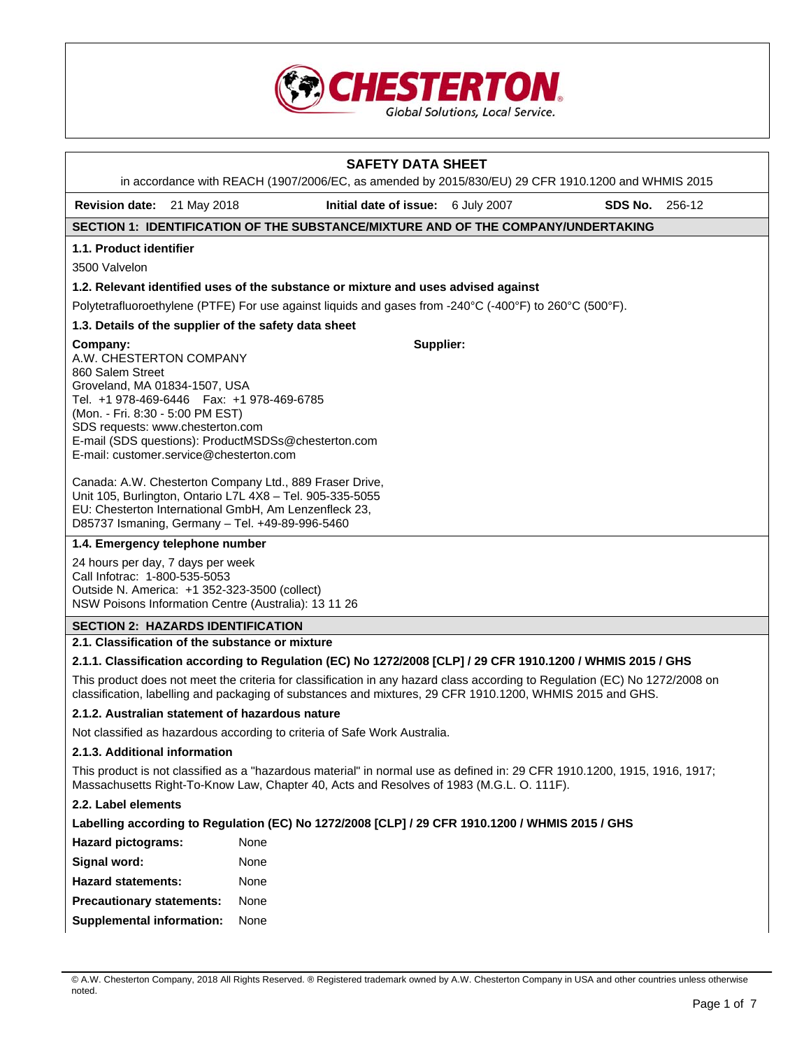# SAFETY DATA SHEET

in accordance with REACH (1907/2006/EC, as amended by 2015/830/EU) 29 CFR 1910.1200 and WHMIS 2015

**Revision date:** 21 May 2018 **Initial date of issue:** 6 July 2007 **SDS No.** 256-12

## SECTION 1: IDENTIFICATION OF THE SUBSTANCE/MIXTURE AND OF THE COMPANY/UNDERTAKING

### 1.1. Product identifier

3500 Valvelon

### 1.2. Relevant identified uses of the substance or mixture and uses advised against

Polytetrafluoroethylene (PTFE) For use against liquids and gases from -240°C (-400°F) to 260°C (500°F).

### 1.3. Details of the supplier of the safety data sheet

**Company:**
A.W. CHESTERTON COMPANY
860 Salem Street
Groveland, MA 01834-1507, USA
Tel. +1 978-469-6446 Fax: +1 978-469-6785
(Mon. - Fri. 8:30 - 5:00 PM EST)
SDS requests: www.chesterton.com
E-mail (SDS questions): ProductMSDSs@chesterton.com
E-mail: customer.service@chesterton.com

Canada: A.W. Chesterton Company Ltd., 889 Fraser Drive, Unit 105, Burlington, Ontario L7L 4X8 – Tel. 905-335-5055
EU: Chesterton International GmbH, Am Lenzenfleck 23, D85737 Ismaning, Germany – Tel. +49-89-996-5460

**Supplier:**

### 1.4. Emergency telephone number

24 hours per day, 7 days per week
Call Infotrac: 1-800-535-5053
Outside N. America: +1 352-323-3500 (collect)
NSW Poisons Information Centre (Australia): 13 11 26

## SECTION 2: HAZARDS IDENTIFICATION

### 2.1. Classification of the substance or mixture

#### 2.1.1. Classification according to Regulation (EC) No 1272/2008 [CLP] / 29 CFR 1910.1200 / WHMIS 2015 / GHS

This product does not meet the criteria for classification in any hazard class according to Regulation (EC) No 1272/2008 on classification, labelling and packaging of substances and mixtures, 29 CFR 1910.1200, WHMIS 2015 and GHS.

#### 2.1.2. Australian statement of hazardous nature

Not classified as hazardous according to criteria of Safe Work Australia.

#### 2.1.3. Additional information

This product is not classified as a "hazardous material" in normal use as defined in: 29 CFR 1910.1200, 1915, 1916, 1917; Massachusetts Right-To-Know Law, Chapter 40, Acts and Resolves of 1983 (M.G.L. O. 111F).

### 2.2. Label elements

**Labelling according to Regulation (EC) No 1272/2008 [CLP] / 29 CFR 1910.1200 / WHMIS 2015 / GHS**

**Hazard pictograms:** None

**Signal word:** None

**Hazard statements:** None

**Precautionary statements:** None

**Supplemental information:** None

© A.W. Chesterton Company, 2018 All Rights Reserved. ® Registered trademark owned by A.W. Chesterton Company in USA and other countries unless otherwise noted.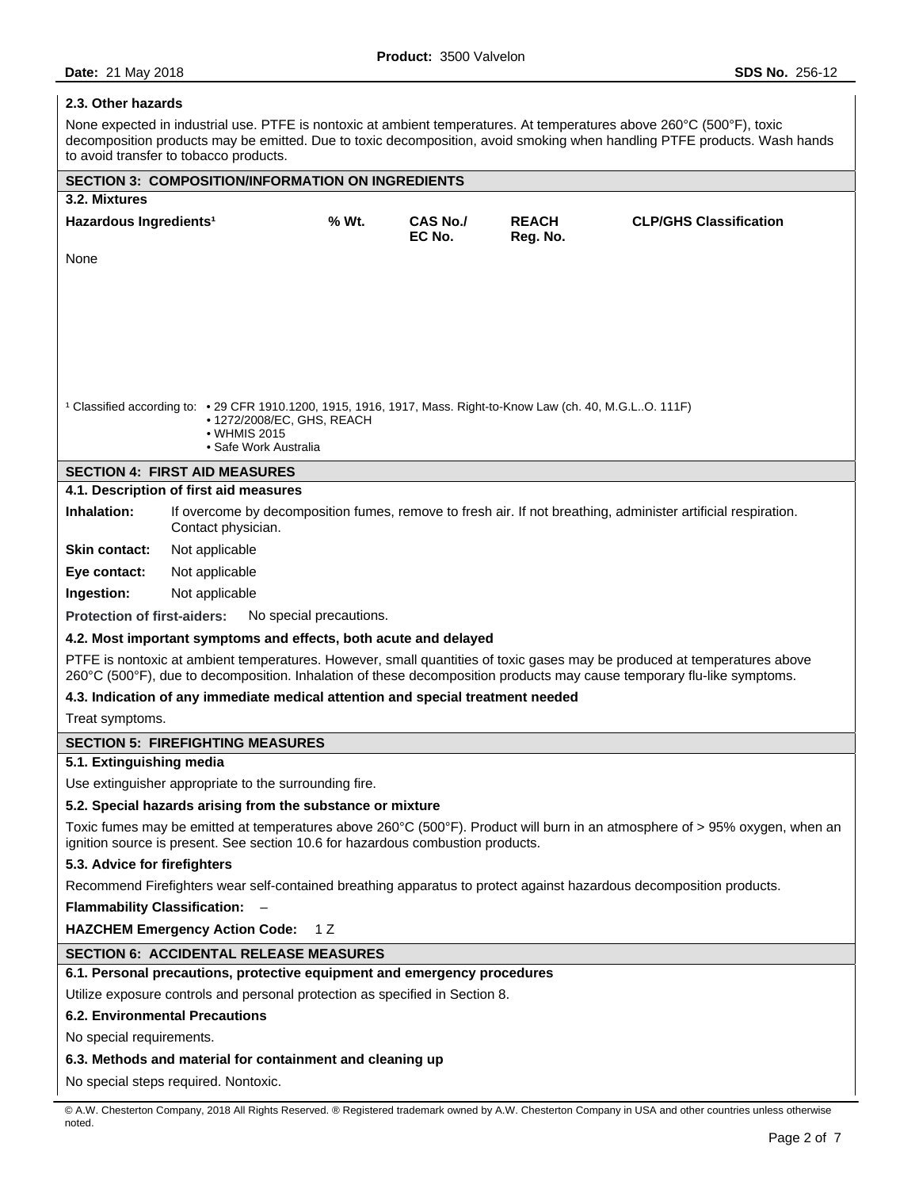### 2.3. Other hazards

None expected in industrial use. PTFE is nontoxic at ambient temperatures. At temperatures above 260°C (500°F), toxic decomposition products may be emitted. Due to toxic decomposition, avoid smoking when handling PTFE products. Wash hands to avoid transfer to tobacco products.

## SECTION 3: COMPOSITION/INFORMATION ON INGREDIENTS

### 3.2. Mixtures

| Hazardous Ingredients[1] | % Wt. | CAS No./ EC No. | REACH Reg. No. | CLP/GHS Classification |
|---|---|---|---|---|
| None | | | | |

[1] Classified according to:
- 29 CFR 1910.1200, 1915, 1916, 1917, Mass. Right-to-Know Law (ch. 40, M.G.L..O. 111F)
- 1272/2008/EC, GHS, REACH
- WHMIS 2015
- Safe Work Australia

## SECTION 4: FIRST AID MEASURES

### 4.1. Description of first aid measures

**Inhalation:** If overcome by decomposition fumes, remove to fresh air. If not breathing, administer artificial respiration. Contact physician.

**Skin contact:** Not applicable

**Eye contact:** Not applicable

**Ingestion:** Not applicable

**Protection of first-aiders:** No special precautions.

### 4.2. Most important symptoms and effects, both acute and delayed

PTFE is nontoxic at ambient temperatures. However, small quantities of toxic gases may be produced at temperatures above 260°C (500°F), due to decomposition. Inhalation of these decomposition products may cause temporary flu-like symptoms.

### 4.3. Indication of any immediate medical attention and special treatment needed

Treat symptoms.

## SECTION 5: FIREFIGHTING MEASURES

### 5.1. Extinguishing media

Use extinguisher appropriate to the surrounding fire.

### 5.2. Special hazards arising from the substance or mixture

Toxic fumes may be emitted at temperatures above 260°C (500°F). Product will burn in an atmosphere of > 95% oxygen, when an ignition source is present. See section 10.6 for hazardous combustion products.

### 5.3. Advice for firefighters

Recommend Firefighters wear self-contained breathing apparatus to protect against hazardous decomposition products.

**Flammability Classification:** –

**HAZCHEM Emergency Action Code:** 1 Z

## SECTION 6: ACCIDENTAL RELEASE MEASURES

### 6.1. Personal precautions, protective equipment and emergency procedures

Utilize exposure controls and personal protection as specified in Section 8.

### 6.2. Environmental Precautions

No special requirements.

### 6.3. Methods and material for containment and cleaning up

No special steps required. Nontoxic.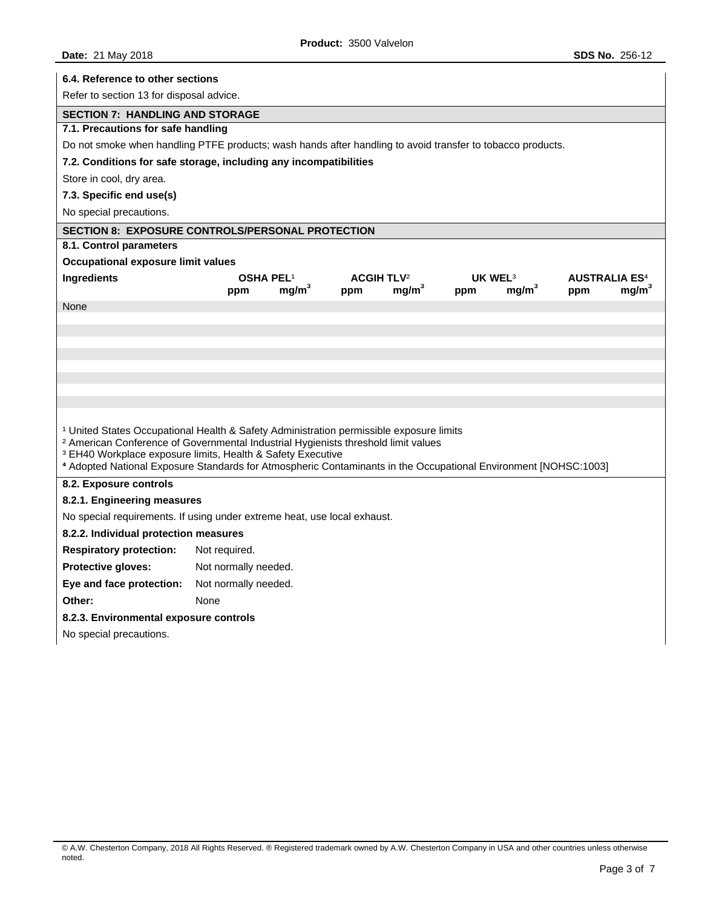### 6.4. Reference to other sections

Refer to section 13 for disposal advice.

## SECTION 7: HANDLING AND STORAGE

### 7.1. Precautions for safe handling

Do not smoke when handling PTFE products; wash hands after handling to avoid transfer to tobacco products.

### 7.2. Conditions for safe storage, including any incompatibilities

Store in cool, dry area.

### 7.3. Specific end use(s)

No special precautions.

## SECTION 8: EXPOSURE CONTROLS/PERSONAL PROTECTION

### 8.1. Control parameters

**Occupational exposure limit values**

| Ingredients | OSHA PEL[1] | | ACGIH TLV[2] | | UK WEL[3] | | AUSTRALIA ES[4] | |
|---|---|---|---|---|---|---|---|---|
| | ppm | $mg/m^3$ | ppm | $mg/m^3$ | ppm | $mg/m^3$ | ppm | $mg/m^3$ |
| None | | | | | | | | |

[1] United States Occupational Health & Safety Administration permissible exposure limits
[2] American Conference of Governmental Industrial Hygienists threshold limit values
[3] EH40 Workplace exposure limits, Health & Safety Executive
[4] Adopted National Exposure Standards for Atmospheric Contaminants in the Occupational Environment [NOHSC:1003]

### 8.2. Exposure controls

#### 8.2.1. Engineering measures

No special requirements. If using under extreme heat, use local exhaust.

#### 8.2.2. Individual protection measures

**Respiratory protection:** Not required.

**Protective gloves:** Not normally needed.

**Eye and face protection:** Not normally needed.

**Other:** None

#### 8.2.3. Environmental exposure controls

No special precautions.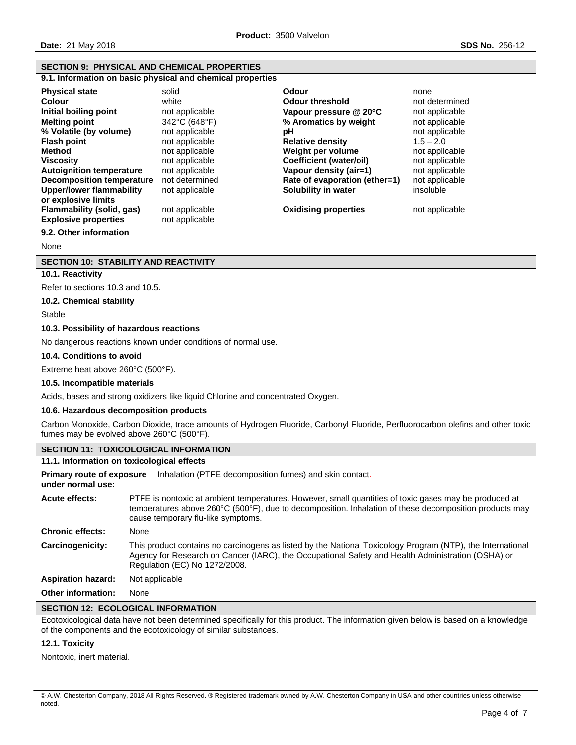## SECTION 9: PHYSICAL AND CHEMICAL PROPERTIES

### 9.1. Information on basic physical and chemical properties

| | | | |
|---|---|---|---|
| **Physical state** | solid | **Odour** | none |
| **Colour** | white | **Odour threshold** | not determined |
| **Initial boiling point** | not applicable | **Vapour pressure @ 20°C** | not applicable |
| **Melting point** | 342°C (648°F) | **% Aromatics by weight** | not applicable |
| **% Volatile (by volume)** | not applicable | **pH** | not applicable |
| **Flash point** | not applicable | **Relative density** | 1.5 – 2.0 |
| **Method** | not applicable | **Weight per volume** | not applicable |
| **Viscosity** | not applicable | **Coefficient (water/oil)** | not applicable |
| **Autoignition temperature** | not applicable | **Vapour density (air=1)** | not applicable |
| **Decomposition temperature** | not determined | **Rate of evaporation (ether=1)** | not applicable |
| **Upper/lower flammability or explosive limits** | not applicable | **Solubility in water** | insoluble |
| **Flammability (solid, gas)** | not applicable | **Oxidising properties** | not applicable |
| **Explosive properties** | not applicable | | |

### 9.2. Other information

None

## SECTION 10: STABILITY AND REACTIVITY

### 10.1. Reactivity

Refer to sections 10.3 and 10.5.

### 10.2. Chemical stability

Stable

### 10.3. Possibility of hazardous reactions

No dangerous reactions known under conditions of normal use.

### 10.4. Conditions to avoid

Extreme heat above 260°C (500°F).

### 10.5. Incompatible materials

Acids, bases and strong oxidizers like liquid Chlorine and concentrated Oxygen.

### 10.6. Hazardous decomposition products

Carbon Monoxide, Carbon Dioxide, trace amounts of Hydrogen Fluoride, Carbonyl Fluoride, Perfluorocarbon olefins and other toxic fumes may be evolved above 260°C (500°F).

## SECTION 11: TOXICOLOGICAL INFORMATION

### 11.1. Information on toxicological effects

**Primary route of exposure under normal use:** Inhalation (PTFE decomposition fumes) and skin contact.

**Acute effects:** PTFE is nontoxic at ambient temperatures. However, small quantities of toxic gases may be produced at temperatures above 260°C (500°F), due to decomposition. Inhalation of these decomposition products may cause temporary flu-like symptoms.

**Chronic effects:** None

**Carcinogenicity:** This product contains no carcinogens as listed by the National Toxicology Program (NTP), the International Agency for Research on Cancer (IARC), the Occupational Safety and Health Administration (OSHA) or Regulation (EC) No 1272/2008.

**Aspiration hazard:** Not applicable

**Other information:** None

## SECTION 12: ECOLOGICAL INFORMATION

Ecotoxicological data have not been determined specifically for this product. The information given below is based on a knowledge of the components and the ecotoxicology of similar substances.

### 12.1. Toxicity

Nontoxic, inert material.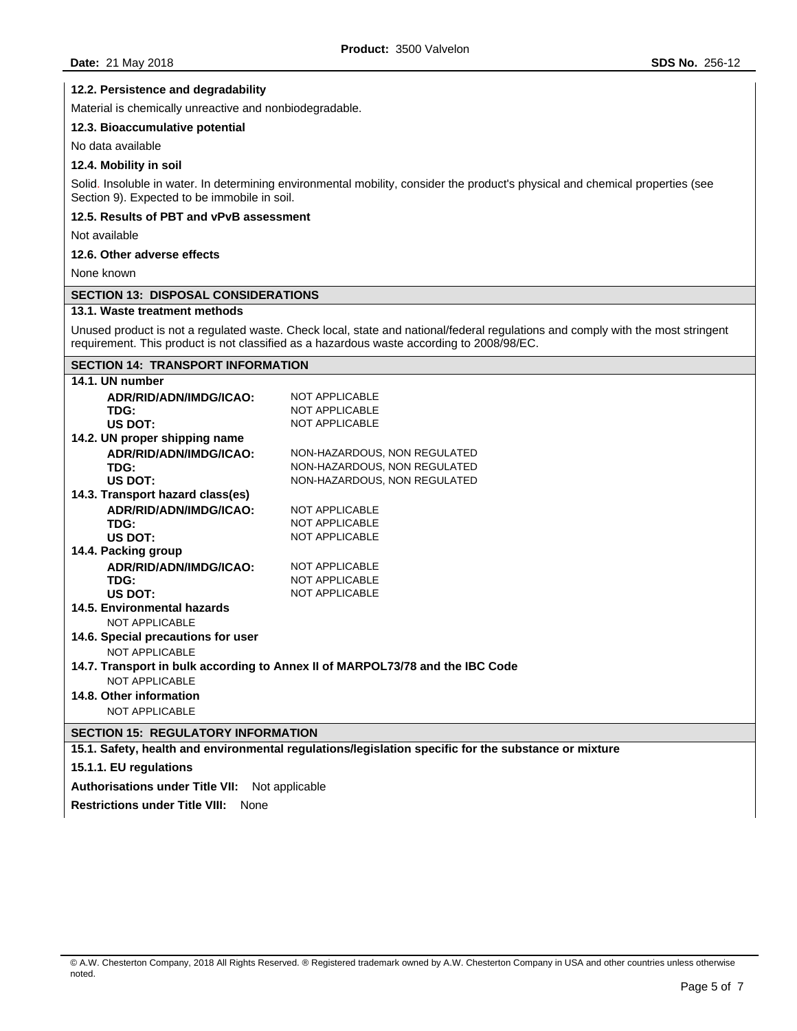**12.2. Persistence and degradability**

Material is chemically unreactive and nonbiodegradable.

**12.3. Bioaccumulative potential**

No data available

**12.4. Mobility in soil**

Solid. Insoluble in water. In determining environmental mobility, consider the product's physical and chemical properties (see Section 9). Expected to be immobile in soil.

**12.5. Results of PBT and vPvB assessment**

Not available

**12.6. Other adverse effects**

None known

## SECTION 13: DISPOSAL CONSIDERATIONS

**13.1. Waste treatment methods**

Unused product is not a regulated waste. Check local, state and national/federal regulations and comply with the most stringent requirement. This product is not classified as a hazardous waste according to 2008/98/EC.

## SECTION 14: TRANSPORT INFORMATION

**14.1. UN number**

| | |
|---|---|
| **ADR/RID/ADN/IMDG/ICAO:** | NOT APPLICABLE |
| **TDG:** | NOT APPLICABLE |
| **US DOT:** | NOT APPLICABLE |

**14.2. UN proper shipping name**

| | |
|---|---|
| **ADR/RID/ADN/IMDG/ICAO:** | NON-HAZARDOUS, NON REGULATED |
| **TDG:** | NON-HAZARDOUS, NON REGULATED |
| **US DOT:** | NON-HAZARDOUS, NON REGULATED |

**14.3. Transport hazard class(es)**

| | |
|---|---|
| **ADR/RID/ADN/IMDG/ICAO:** | NOT APPLICABLE |
| **TDG:** | NOT APPLICABLE |
| **US DOT:** | NOT APPLICABLE |

**14.4. Packing group**

| | |
|---|---|
| **ADR/RID/ADN/IMDG/ICAO:** | NOT APPLICABLE |
| **TDG:** | NOT APPLICABLE |
| **US DOT:** | NOT APPLICABLE |

**14.5. Environmental hazards**

NOT APPLICABLE

**14.6. Special precautions for user**

NOT APPLICABLE

**14.7. Transport in bulk according to Annex II of MARPOL73/78 and the IBC Code**

NOT APPLICABLE

**14.8. Other information**

NOT APPLICABLE

## SECTION 15: REGULATORY INFORMATION

**15.1. Safety, health and environmental regulations/legislation specific for the substance or mixture**

**15.1.1. EU regulations**

**Authorisations under Title VII:** Not applicable

**Restrictions under Title VIII:** None

© A.W. Chesterton Company, 2018 All Rights Reserved. ® Registered trademark owned by A.W. Chesterton Company in USA and other countries unless otherwise noted.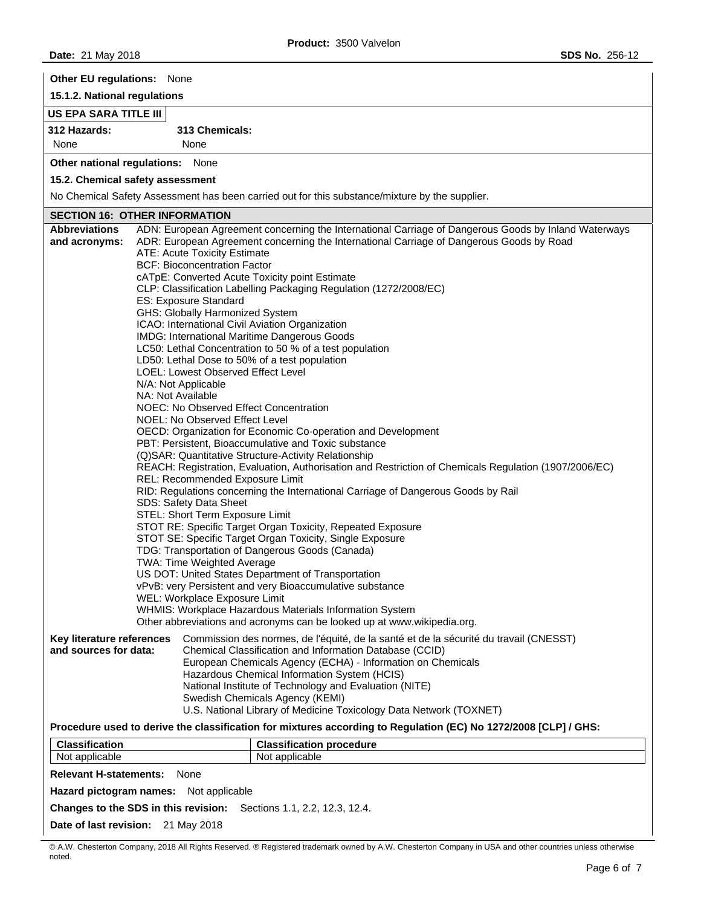**Other EU regulations:** None

**15.1.2. National regulations**

**US EPA SARA TITLE III**

| 312 Hazards: | 313 Chemicals: |
|---|---|
| None | None |

**Other national regulations:** None

**15.2. Chemical safety assessment**

No Chemical Safety Assessment has been carried out for this substance/mixture by the supplier.

## SECTION 16: OTHER INFORMATION

**Abbreviations and acronyms:**

ADN: European Agreement concerning the International Carriage of Dangerous Goods by Inland Waterways
ADR: European Agreement concerning the International Carriage of Dangerous Goods by Road
ATE: Acute Toxicity Estimate
BCF: Bioconcentration Factor
cATpE: Converted Acute Toxicity point Estimate
CLP: Classification Labelling Packaging Regulation (1272/2008/EC)
ES: Exposure Standard
GHS: Globally Harmonized System
ICAO: International Civil Aviation Organization
IMDG: International Maritime Dangerous Goods
LC50: Lethal Concentration to 50 % of a test population
LD50: Lethal Dose to 50% of a test population
LOEL: Lowest Observed Effect Level
N/A: Not Applicable
NA: Not Available
NOEC: No Observed Effect Concentration
NOEL: No Observed Effect Level
OECD: Organization for Economic Co-operation and Development
PBT: Persistent, Bioaccumulative and Toxic substance
(Q)SAR: Quantitative Structure-Activity Relationship
REACH: Registration, Evaluation, Authorisation and Restriction of Chemicals Regulation (1907/2006/EC)
REL: Recommended Exposure Limit
RID: Regulations concerning the International Carriage of Dangerous Goods by Rail
SDS: Safety Data Sheet
STEL: Short Term Exposure Limit
STOT RE: Specific Target Organ Toxicity, Repeated Exposure
STOT SE: Specific Target Organ Toxicity, Single Exposure
TDG: Transportation of Dangerous Goods (Canada)
TWA: Time Weighted Average
US DOT: United States Department of Transportation
vPvB: very Persistent and very Bioaccumulative substance
WEL: Workplace Exposure Limit
WHMIS: Workplace Hazardous Materials Information System
Other abbreviations and acronyms can be looked up at www.wikipedia.org.

**Key literature references and sources for data:**

Commission des normes, de l'équité, de la santé et de la sécurité du travail (CNESST)
Chemical Classification and Information Database (CCID)
European Chemicals Agency (ECHA) - Information on Chemicals
Hazardous Chemical Information System (HCIS)
National Institute of Technology and Evaluation (NITE)
Swedish Chemicals Agency (KEMI)
U.S. National Library of Medicine Toxicology Data Network (TOXNET)

**Procedure used to derive the classification for mixtures according to Regulation (EC) No 1272/2008 [CLP] / GHS:**

| Classification | Classification procedure |
|---|---|
| Not applicable | Not applicable |

**Relevant H-statements:** None

**Hazard pictogram names:** Not applicable

**Changes to the SDS in this revision:** Sections 1.1, 2.2, 12.3, 12.4.

**Date of last revision:** 21 May 2018

© A.W. Chesterton Company, 2018 All Rights Reserved. ® Registered trademark owned by A.W. Chesterton Company in USA and other countries unless otherwise noted.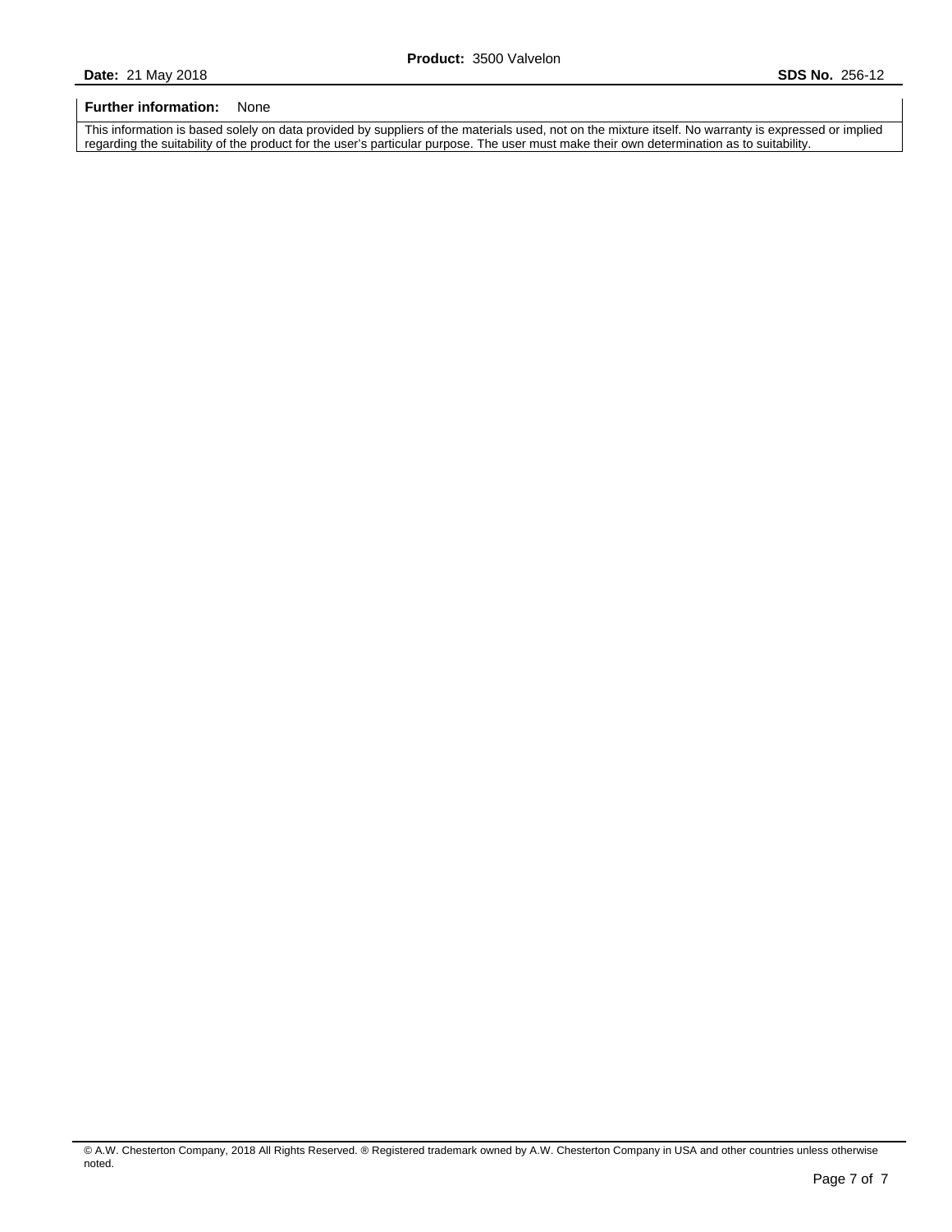**Further information:** None

This information is based solely on data provided by suppliers of the materials used, not on the mixture itself. No warranty is expressed or implied regarding the suitability of the product for the user's particular purpose. The user must make their own determination as to suitability.

© A.W. Chesterton Company, 2018 All Rights Reserved. ® Registered trademark owned by A.W. Chesterton Company in USA and other countries unless otherwise noted.